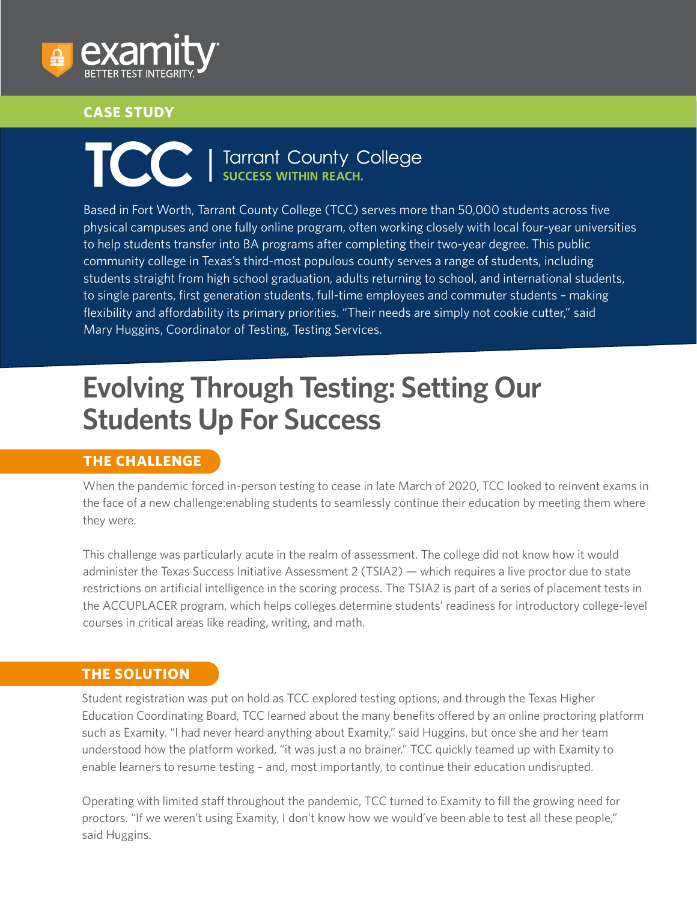examity
BETTER TEST INTEGRITY.

**CASE STUDY**

TCC | Tarrant County College
**SUCCESS WITHIN REACH.**

Based in Fort Worth, Tarrant County College (TCC) serves more than 50,000 students across five physical campuses and one fully online program, often working closely with local four-year universities to help students transfer into BA programs after completing their two-year degree. This public community college in Texas's third-most populous county serves a range of students, including students straight from high school graduation, adults returning to school, and international students, to single parents, first generation students, full-time employees and commuter students – making flexibility and affordability its primary priorities. "Their needs are simply not cookie cutter," said Mary Huggins, Coordinator of Testing, Testing Services.

# Evolving Through Testing: Setting Our Students Up For Success

## THE CHALLENGE

When the pandemic forced in-person testing to cease in late March of 2020, TCC looked to reinvent exams in the face of a new challenge:enabling students to seamlessly continue their education by meeting them where they were.

This challenge was particularly acute in the realm of assessment. The college did not know how it would administer the Texas Success Initiative Assessment 2 (TSIA2) — which requires a live proctor due to state restrictions on artificial intelligence in the scoring process. The TSIA2 is part of a series of placement tests in the ACCUPLACER program, which helps colleges determine students' readiness for introductory college-level courses in critical areas like reading, writing, and math.

## THE SOLUTION

Student registration was put on hold as TCC explored testing options, and through the Texas Higher Education Coordinating Board, TCC learned about the many benefits offered by an online proctoring platform such as Examity. "I had never heard anything about Examity," said Huggins, but once she and her team understood how the platform worked, "it was just a no brainer." TCC quickly teamed up with Examity to enable learners to resume testing – and, most importantly, to continue their education undisrupted.

Operating with limited staff throughout the pandemic, TCC turned to Examity to fill the growing need for proctors. "If we weren't using Examity, I don't know how we would've been able to test all these people," said Huggins.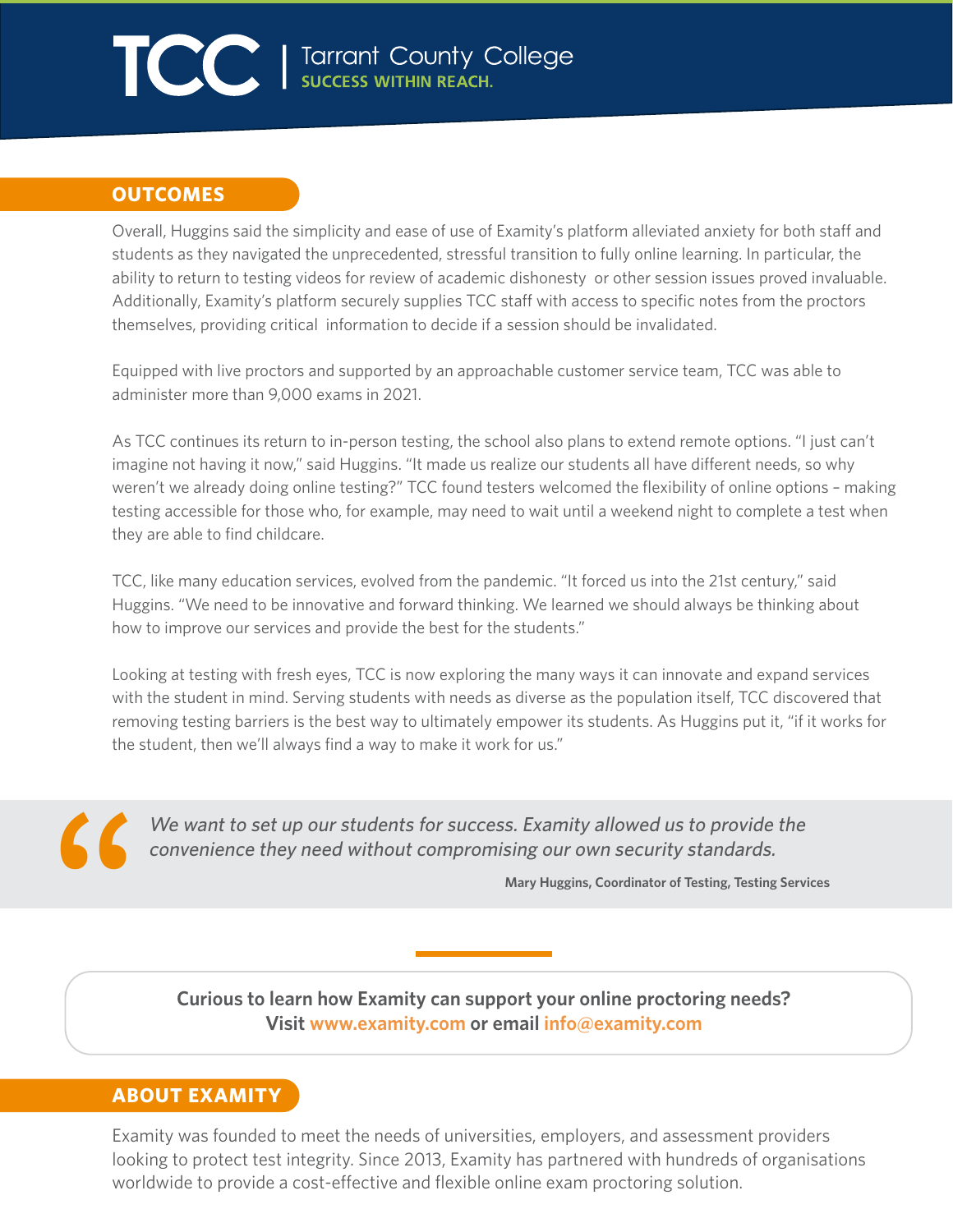TCC | Tarrant County College
**SUCCESS WITHIN REACH.**

## OUTCOMES

Overall, Huggins said the simplicity and ease of use of Examity's platform alleviated anxiety for both staff and students as they navigated the unprecedented, stressful transition to fully online learning. In particular, the ability to return to testing videos for review of academic dishonesty or other session issues proved invaluable. Additionally, Examity's platform securely supplies TCC staff with access to specific notes from the proctors themselves, providing critical information to decide if a session should be invalidated.

Equipped with live proctors and supported by an approachable customer service team, TCC was able to administer more than 9,000 exams in 2021.

As TCC continues its return to in-person testing, the school also plans to extend remote options. "I just can't imagine not having it now," said Huggins. "It made us realize our students all have different needs, so why weren't we already doing online testing?" TCC found testers welcomed the flexibility of online options – making testing accessible for those who, for example, may need to wait until a weekend night to complete a test when they are able to find childcare.

TCC, like many education services, evolved from the pandemic. "It forced us into the 21st century," said Huggins. "We need to be innovative and forward thinking. We learned we should always be thinking about how to improve our services and provide the best for the students."

Looking at testing with fresh eyes, TCC is now exploring the many ways it can innovate and expand services with the student in mind. Serving students with needs as diverse as the population itself, TCC discovered that removing testing barriers is the best way to ultimately empower its students. As Huggins put it, "if it works for the student, then we'll always find a way to make it work for us."

> *We want to set up our students for success. Examity allowed us to provide the convenience they need without compromising our own security standards.*
>
> **Mary Huggins, Coordinator of Testing, Testing Services**

**Curious to learn how Examity can support your online proctoring needs?**
**Visit www.examity.com or email info@examity.com**

## ABOUT EXAMITY

Examity was founded to meet the needs of universities, employers, and assessment providers looking to protect test integrity. Since 2013, Examity has partnered with hundreds of organisations worldwide to provide a cost-effective and flexible online exam proctoring solution.